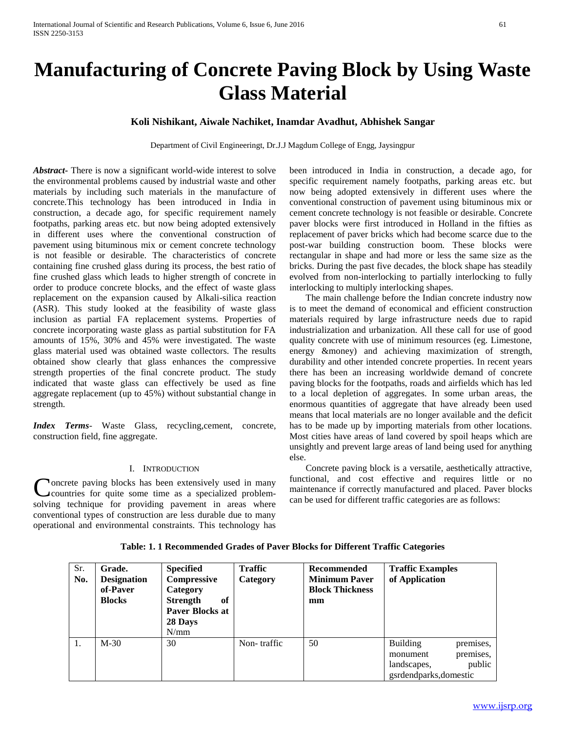# Manufacturing of Concrete Paving Block by Using Waste Glass Material

**Koli Nishikant, Aiwale Nachiket, Inamdar Avadhut, Abhishek Sangar**

Department of Civil Engineeringt, Dr.J.J Magdum College of Engg, Jaysingpur

***Abstract*-** There is now a significant world-wide interest to solve the environmental problems caused by industrial waste and other materials by including such materials in the manufacture of concrete.This technology has been introduced in India in construction, a decade ago, for specific requirement namely footpaths, parking areas etc. but now being adopted extensively in different uses where the conventional construction of pavement using bituminous mix or cement concrete technology is not feasible or desirable. The characteristics of concrete containing fine crushed glass during its process, the best ratio of fine crushed glass which leads to higher strength of concrete in order to produce concrete blocks, and the effect of waste glass replacement on the expansion caused by Alkali-silica reaction (ASR). This study looked at the feasibility of waste glass inclusion as partial FA replacement systems. Properties of concrete incorporating waste glass as partial substitution for FA amounts of 15%, 30% and 45% were investigated. The waste glass material used was obtained waste collectors. The results obtained show clearly that glass enhances the compressive strength properties of the final concrete product. The study indicated that waste glass can effectively be used as fine aggregate replacement (up to 45%) without substantial change in strength.

***Index Terms*-** Waste Glass, recycling,cement, concrete, construction field, fine aggregate.

## I. Introduction

Concrete paving blocks has been extensively used in many countries for quite some time as a specialized problem-solving technique for providing pavement in areas where conventional types of construction are less durable due to many operational and environmental constraints. This technology has been introduced in India in construction, a decade ago, for specific requirement namely footpaths, parking areas etc. but now being adopted extensively in different uses where the conventional construction of pavement using bituminous mix or cement concrete technology is not feasible or desirable. Concrete paver blocks were first introduced in Holland in the fifties as replacement of paver bricks which had become scarce due to the post-war building construction boom. These blocks were rectangular in shape and had more or less the same size as the bricks. During the past five decades, the block shape has steadily evolved from non-interlocking to partially interlocking to fully interlocking to multiply interlocking shapes.

The main challenge before the Indian concrete industry now is to meet the demand of economical and efficient construction materials required by large infrastructure needs due to rapid industrialization and urbanization. All these call for use of good quality concrete with use of minimum resources (eg. Limestone, energy &money) and achieving maximization of strength, durability and other intended concrete properties. In recent years there has been an increasing worldwide demand of concrete paving blocks for the footpaths, roads and airfields which has led to a local depletion of aggregates. In some urban areas, the enormous quantities of aggregate that have already been used means that local materials are no longer available and the deficit has to be made up by importing materials from other locations. Most cities have areas of land covered by spoil heaps which are unsightly and prevent large areas of land being used for anything else.

Concrete paving block is a versatile, aesthetically attractive, functional, and cost effective and requires little or no maintenance if correctly manufactured and placed. Paver blocks can be used for different traffic categories are as follows:

**Table: 1. 1 Recommended Grades of Paver Blocks for Different Traffic Categories**

| Sr. No. | Grade. Designation of-Paver Blocks | Specified Compressive Category Strength of Paver Blocks at 28 Days N/mm | Traffic Category | Recommended Minimum Paver Block Thickness mm | Traffic Examples of Application |
|---|---|---|---|---|---|
| 1. | M-30 | 30 | Non- traffic | 50 | Building premises, monument premises, landscapes, public gsrdendparks,domestic |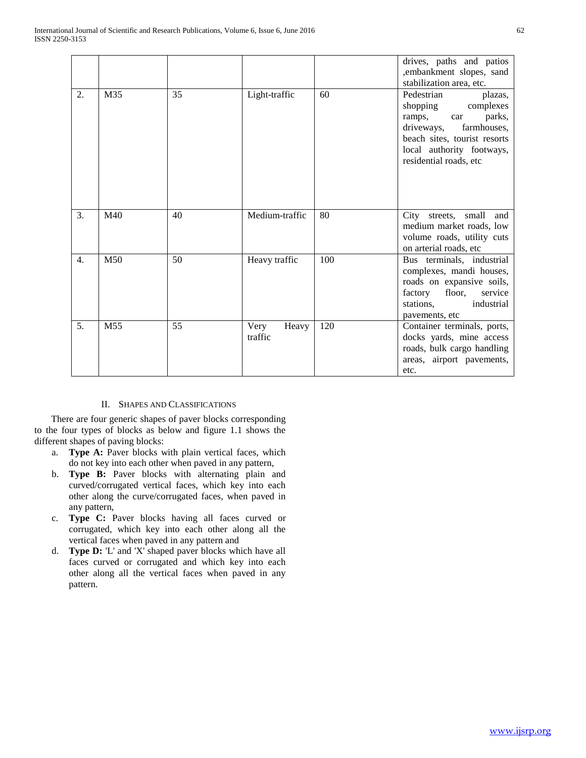| | | | | | drives, paths and patios ,embankment slopes, sand stabilization area, etc. |
|---|---|---|---|---|---|
| 2. | M35 | 35 | Light-traffic | 60 | Pedestrian plazas, shopping complexes ramps, car parks, driveways, farmhouses, beach sites, tourist resorts local authority footways, residential roads, etc |
| 3. | M40 | 40 | Medium-traffic | 80 | City streets, small and medium market roads, low volume roads, utility cuts on arterial roads, etc |
| 4. | M50 | 50 | Heavy traffic | 100 | Bus terminals, industrial complexes, mandi houses, roads on expansive soils, factory floor, service stations, industrial pavements, etc |
| 5. | M55 | 55 | Very Heavy traffic | 120 | Container terminals, ports, docks yards, mine access roads, bulk cargo handling areas, airport pavements, etc. |

## II. Shapes and Classifications

There are four generic shapes of paver blocks corresponding to the four types of blocks as below and figure 1.1 shows the different shapes of paving blocks:

a. **Type A:** Paver blocks with plain vertical faces, which do not key into each other when paved in any pattern,
b. **Type B:** Paver blocks with alternating plain and curved/corrugated vertical faces, which key into each other along the curve/corrugated faces, when paved in any pattern,
c. **Type C:** Paver blocks having all faces curved or corrugated, which key into each other along all the vertical faces when paved in any pattern and
d. **Type D:** 'L' and 'X' shaped paver blocks which have all faces curved or corrugated and which key into each other along all the vertical faces when paved in any pattern.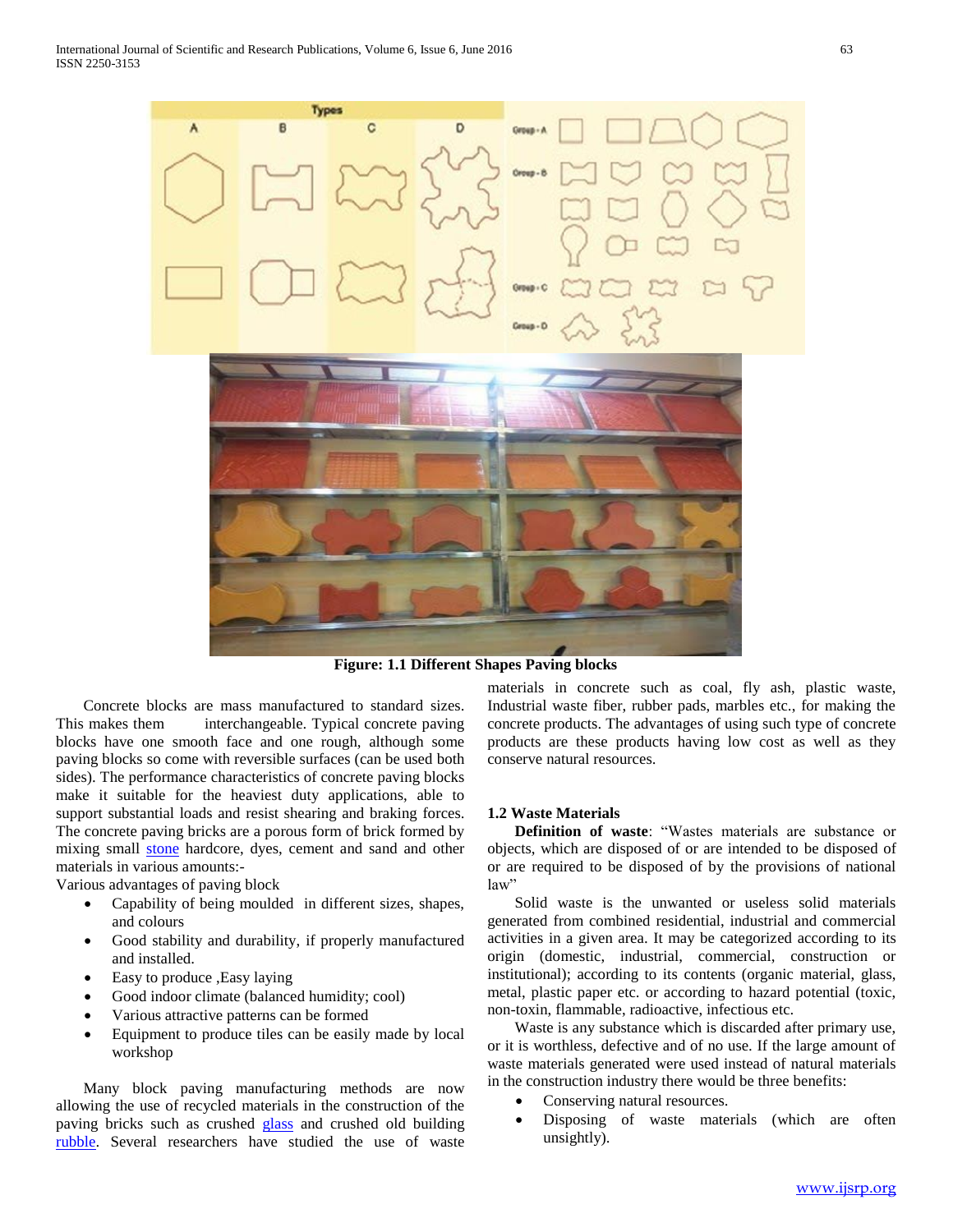**Figure: 1.1 Different Shapes Paving blocks**

Concrete blocks are mass manufactured to standard sizes. This makes them interchangeable. Typical concrete paving blocks have one smooth face and one rough, although some paving blocks so come with reversible surfaces (can be used both sides). The performance characteristics of concrete paving blocks make it suitable for the heaviest duty applications, able to support substantial loads and resist shearing and braking forces. The concrete paving bricks are a porous form of brick formed by mixing small stone hardcore, dyes, cement and sand and other materials in various amounts:-

Various advantages of paving block

- Capability of being moulded in different sizes, shapes, and colours
- Good stability and durability, if properly manufactured and installed.
- Easy to produce ,Easy laying
- Good indoor climate (balanced humidity; cool)
- Various attractive patterns can be formed
- Equipment to produce tiles can be easily made by local workshop

Many block paving manufacturing methods are now allowing the use of recycled materials in the construction of the paving bricks such as crushed glass and crushed old building rubble. Several researchers have studied the use of waste materials in concrete such as coal, fly ash, plastic waste, Industrial waste fiber, rubber pads, marbles etc., for making the concrete products. The advantages of using such type of concrete products are these products having low cost as well as they conserve natural resources.

## 1.2 Waste Materials

**Definition of waste**: "Wastes materials are substance or objects, which are disposed of or are intended to be disposed of or are required to be disposed of by the provisions of national law"

Solid waste is the unwanted or useless solid materials generated from combined residential, industrial and commercial activities in a given area. It may be categorized according to its origin (domestic, industrial, commercial, construction or institutional); according to its contents (organic material, glass, metal, plastic paper etc. or according to hazard potential (toxic, non-toxin, flammable, radioactive, infectious etc.

Waste is any substance which is discarded after primary use, or it is worthless, defective and of no use. If the large amount of waste materials generated were used instead of natural materials in the construction industry there would be three benefits:

- Conserving natural resources.
- Disposing of waste materials (which are often unsightly).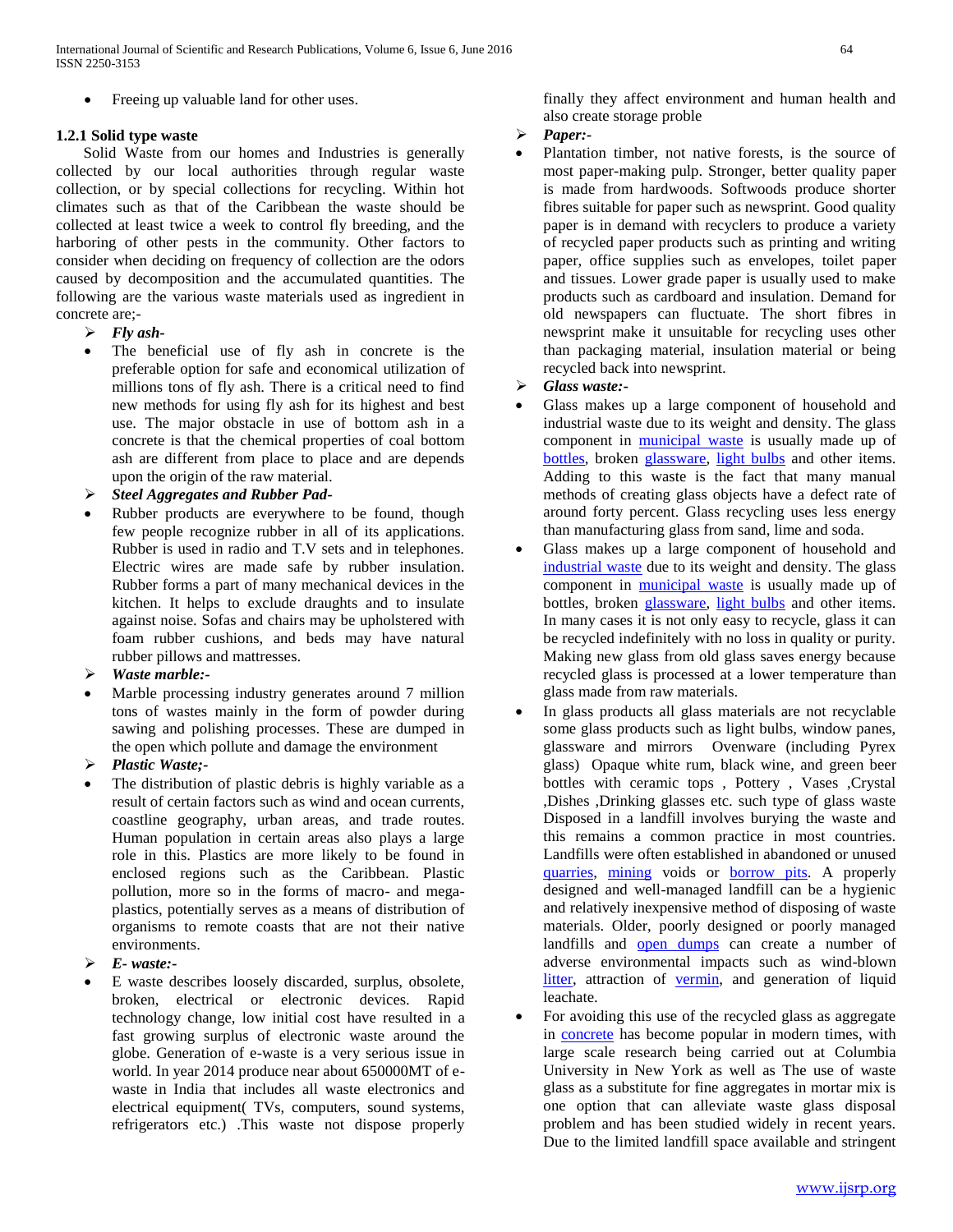- Freeing up valuable land for other uses.

### 1.2.1 Solid type waste

Solid Waste from our homes and Industries is generally collected by our local authorities through regular waste collection, or by special collections for recycling. Within hot climates such as that of the Caribbean the waste should be collected at least twice a week to control fly breeding, and the harboring of other pests in the community. Other factors to consider when deciding on frequency of collection are the odors caused by decomposition and the accumulated quantities. The following are the various waste materials used as ingredient in concrete are;-

- ***Fly ash-***
  - The beneficial use of fly ash in concrete is the preferable option for safe and economical utilization of millions tons of fly ash. There is a critical need to find new methods for using fly ash for its highest and best use. The major obstacle in use of bottom ash in a concrete is that the chemical properties of coal bottom ash are different from place to place and are depends upon the origin of the raw material.
- ***Steel Aggregates and Rubber Pad-***
  - Rubber products are everywhere to be found, though few people recognize rubber in all of its applications. Rubber is used in radio and T.V sets and in telephones. Electric wires are made safe by rubber insulation. Rubber forms a part of many mechanical devices in the kitchen. It helps to exclude draughts and to insulate against noise. Sofas and chairs may be upholstered with foam rubber cushions, and beds may have natural rubber pillows and mattresses.
- ***Waste marble:-***
  - Marble processing industry generates around 7 million tons of wastes mainly in the form of powder during sawing and polishing processes. These are dumped in the open which pollute and damage the environment
- ***Plastic Waste;-***
  - The distribution of plastic debris is highly variable as a result of certain factors such as wind and ocean currents, coastline geography, urban areas, and trade routes. Human population in certain areas also plays a large role in this. Plastics are more likely to be found in enclosed regions such as the Caribbean. Plastic pollution, more so in the forms of macro- and mega-plastics, potentially serves as a means of distribution of organisms to remote coasts that are not their native environments.
- ***E- waste:-***
  - E waste describes loosely discarded, surplus, obsolete, broken, electrical or electronic devices. Rapid technology change, low initial cost have resulted in a fast growing surplus of electronic waste around the globe. Generation of e-waste is a very serious issue in world. In year 2014 produce near about 650000MT of e-waste in India that includes all waste electronics and electrical equipment( TVs, computers, sound systems, refrigerators etc.) .This waste not dispose properly finally they affect environment and human health and also create storage proble
- ***Paper:-***
  - Plantation timber, not native forests, is the source of most paper-making pulp. Stronger, better quality paper is made from hardwoods. Softwoods produce shorter fibres suitable for paper such as newsprint. Good quality paper is in demand with recyclers to produce a variety of recycled paper products such as printing and writing paper, office supplies such as envelopes, toilet paper and tissues. Lower grade paper is usually used to make products such as cardboard and insulation. Demand for old newspapers can fluctuate. The short fibres in newsprint make it unsuitable for recycling uses other than packaging material, insulation material or being recycled back into newsprint.
- ***Glass waste:-***
  - Glass makes up a large component of household and industrial waste due to its weight and density. The glass component in municipal waste is usually made up of bottles, broken glassware, light bulbs and other items. Adding to this waste is the fact that many manual methods of creating glass objects have a defect rate of around forty percent. Glass recycling uses less energy than manufacturing glass from sand, lime and soda.
  - Glass makes up a large component of household and industrial waste due to its weight and density. The glass component in municipal waste is usually made up of bottles, broken glassware, light bulbs and other items. In many cases it is not only easy to recycle, glass it can be recycled indefinitely with no loss in quality or purity. Making new glass from old glass saves energy because recycled glass is processed at a lower temperature than glass made from raw materials.
  - In glass products all glass materials are not recyclable some glass products such as light bulbs, window panes, glassware and mirrors Ovenware (including Pyrex glass) Opaque white rum, black wine, and green beer bottles with ceramic tops , Pottery , Vases ,Crystal ,Dishes ,Drinking glasses etc. such type of glass waste Disposed in a landfill involves burying the waste and this remains a common practice in most countries. Landfills were often established in abandoned or unused quarries, mining voids or borrow pits. A properly designed and well-managed landfill can be a hygienic and relatively inexpensive method of disposing of waste materials. Older, poorly designed or poorly managed landfills and open dumps can create a number of adverse environmental impacts such as wind-blown litter, attraction of vermin, and generation of liquid leachate.
  - For avoiding this use of the recycled glass as aggregate in concrete has become popular in modern times, with large scale research being carried out at Columbia University in New York as well as The use of waste glass as a substitute for fine aggregates in mortar mix is one option that can alleviate waste glass disposal problem and has been studied widely in recent years. Due to the limited landfill space available and stringent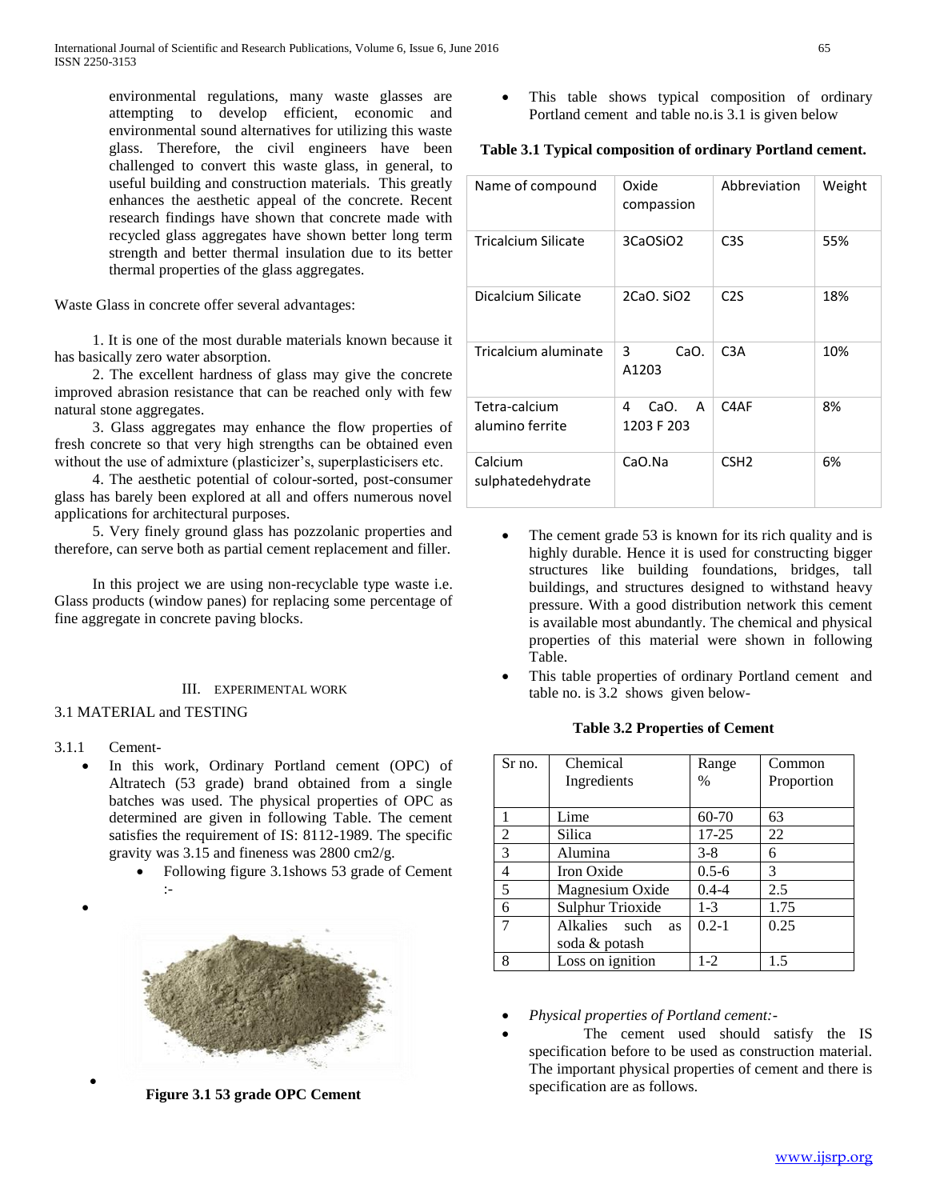environmental regulations, many waste glasses are attempting to develop efficient, economic and environmental sound alternatives for utilizing this waste glass. Therefore, the civil engineers have been challenged to convert this waste glass, in general, to useful building and construction materials. This greatly enhances the aesthetic appeal of the concrete. Recent research findings have shown that concrete made with recycled glass aggregates have shown better long term strength and better thermal insulation due to its better thermal properties of the glass aggregates.

Waste Glass in concrete offer several advantages:

1. It is one of the most durable materials known because it has basically zero water absorption.
2. The excellent hardness of glass may give the concrete improved abrasion resistance that can be reached only with few natural stone aggregates.
3. Glass aggregates may enhance the flow properties of fresh concrete so that very high strengths can be obtained even without the use of admixture (plasticizer's, superplasticisers etc.
4. The aesthetic potential of colour-sorted, post-consumer glass has barely been explored at all and offers numerous novel applications for architectural purposes.
5. Very finely ground glass has pozzolanic properties and therefore, can serve both as partial cement replacement and filler.

In this project we are using non-recyclable type waste i.e. Glass products (window panes) for replacing some percentage of fine aggregate in concrete paving blocks.

## III. EXPERIMENTAL WORK

### 3.1 MATERIAL and TESTING

#### 3.1.1 Cement-

- In this work, Ordinary Portland cement (OPC) of Altratech (53 grade) brand obtained from a single batches was used. The physical properties of OPC as determined are given in following Table. The cement satisfies the requirement of IS: 8112-1989. The specific gravity was 3.15 and fineness was 2800 cm2/g.
    - Following figure 3.1shows 53 grade of Cement :-

**Figure 3.1 53 grade OPC Cement**

- This table shows typical composition of ordinary Portland cement and table no.is 3.1 is given below

**Table 3.1 Typical composition of ordinary Portland cement.**

| Name of compound | Oxide compassion | Abbreviation | Weight |
|---|---|---|---|
| Tricalcium Silicate | 3CaOSiO2 | C3S | 55% |
| Dicalcium Silicate | 2CaO. SiO2 | C2S | 18% |
| Tricalcium aluminate | 3 CaO. A1203 | C3A | 10% |
| Tetra-calcium alumino ferrite | 4 CaO. A 1203 F 203 | C4AF | 8% |
| Calcium sulphatedehydrate | CaO.Na | CSH2 | 6% |

- The cement grade 53 is known for its rich quality and is highly durable. Hence it is used for constructing bigger structures like building foundations, bridges, tall buildings, and structures designed to withstand heavy pressure. With a good distribution network this cement is available most abundantly. The chemical and physical properties of this material were shown in following Table.
- This table properties of ordinary Portland cement and table no. is 3.2 shows given below-

**Table 3.2 Properties of Cement**

| Sr no. | Chemical Ingredients | Range % | Common Proportion |
|---|---|---|---|
| 1 | Lime | 60-70 | 63 |
| 2 | Silica | 17-25 | 22 |
| 3 | Alumina | 3-8 | 6 |
| 4 | Iron Oxide | 0.5-6 | 3 |
| 5 | Magnesium Oxide | 0.4-4 | 2.5 |
| 6 | Sulphur Trioxide | 1-3 | 1.75 |
| 7 | Alkalies such as soda & potash | 0.2-1 | 0.25 |
| 8 | Loss on ignition | 1-2 | 1.5 |

- *Physical properties of Portland cement:-*
- The cement used should satisfy the IS specification before to be used as construction material. The important physical properties of cement and there is specification are as follows.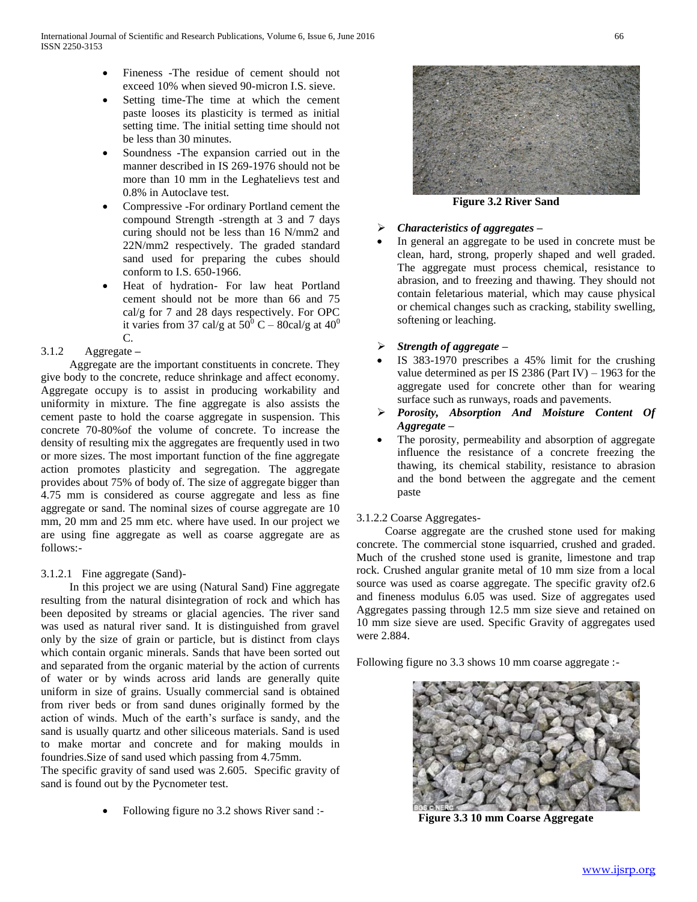- Fineness -The residue of cement should not exceed 10% when sieved 90-micron I.S. sieve.
- Setting time-The time at which the cement paste looses its plasticity is termed as initial setting time. The initial setting time should not be less than 30 minutes.
- Soundness -The expansion carried out in the manner described in IS 269-1976 should not be more than 10 mm in the Leghatelievs test and 0.8% in Autoclave test.
- Compressive -For ordinary Portland cement the compound Strength -strength at 3 and 7 days curing should not be less than 16 N/mm2 and 22N/mm2 respectively. The graded standard sand used for preparing the cubes should conform to I.S. 650-1966.
- Heat of hydration- For law heat Portland cement should not be more than 66 and 75 cal/g for 7 and 28 days respectively. For OPC it varies from 37 cal/g at $50^0$ C – 80cal/g at $40^0$ C.

### 3.1.2 Aggregate –

Aggregate are the important constituents in concrete. They give body to the concrete, reduce shrinkage and affect economy. Aggregate occupy is to assist in producing workability and uniformity in mixture. The fine aggregate is also assists the cement paste to hold the coarse aggregate in suspension. This concrete 70-80%of the volume of concrete. To increase the density of resulting mix the aggregates are frequently used in two or more sizes. The most important function of the fine aggregate action promotes plasticity and segregation. The aggregate provides about 75% of body of. The size of aggregate bigger than 4.75 mm is considered as course aggregate and less as fine aggregate or sand. The nominal sizes of course aggregate are 10 mm, 20 mm and 25 mm etc. where have used. In our project we are using fine aggregate as well as coarse aggregate are as follows:-

#### 3.1.2.1 Fine aggregate (Sand)-

In this project we are using (Natural Sand) Fine aggregate resulting from the natural disintegration of rock and which has been deposited by streams or glacial agencies. The river sand was used as natural river sand. It is distinguished from gravel only by the size of grain or particle, but is distinct from clays which contain organic minerals. Sands that have been sorted out and separated from the organic material by the action of currents of water or by winds across arid lands are generally quite uniform in size of grains. Usually commercial sand is obtained from river beds or from sand dunes originally formed by the action of winds. Much of the earth's surface is sandy, and the sand is usually quartz and other siliceous materials. Sand is used to make mortar and concrete and for making moulds in foundries.Size of sand used which passing from 4.75mm.

The specific gravity of sand used was 2.605. Specific gravity of sand is found out by the Pycnometer test.

- Following figure no 3.2 shows River sand :-

**Figure 3.2 River Sand**

- ***Characteristics of aggregates –***
- In general an aggregate to be used in concrete must be clean, hard, strong, properly shaped and well graded. The aggregate must process chemical, resistance to abrasion, and to freezing and thawing. They should not contain feletarious material, which may cause physical or chemical changes such as cracking, stability swelling, softening or leaching.

- ***Strength of aggregate –***
- IS 383-1970 prescribes a 45% limit for the crushing value determined as per IS 2386 (Part IV) – 1963 for the aggregate used for concrete other than for wearing surface such as runways, roads and pavements.
- ***Porosity, Absorption And Moisture Content Of Aggregate –***
- The porosity, permeability and absorption of aggregate influence the resistance of a concrete freezing the thawing, its chemical stability, resistance to abrasion and the bond between the aggregate and the cement paste

#### 3.1.2.2 Coarse Aggregates-

Coarse aggregate are the crushed stone used for making concrete. The commercial stone isquarried, crushed and graded. Much of the crushed stone used is granite, limestone and trap rock. Crushed angular granite metal of 10 mm size from a local source was used as coarse aggregate. The specific gravity of2.6 and fineness modulus 6.05 was used. Size of aggregates used Aggregates passing through 12.5 mm size sieve and retained on 10 mm size sieve are used. Specific Gravity of aggregates used were 2.884.

Following figure no 3.3 shows 10 mm coarse aggregate :-

**Figure 3.3 10 mm Coarse Aggregate**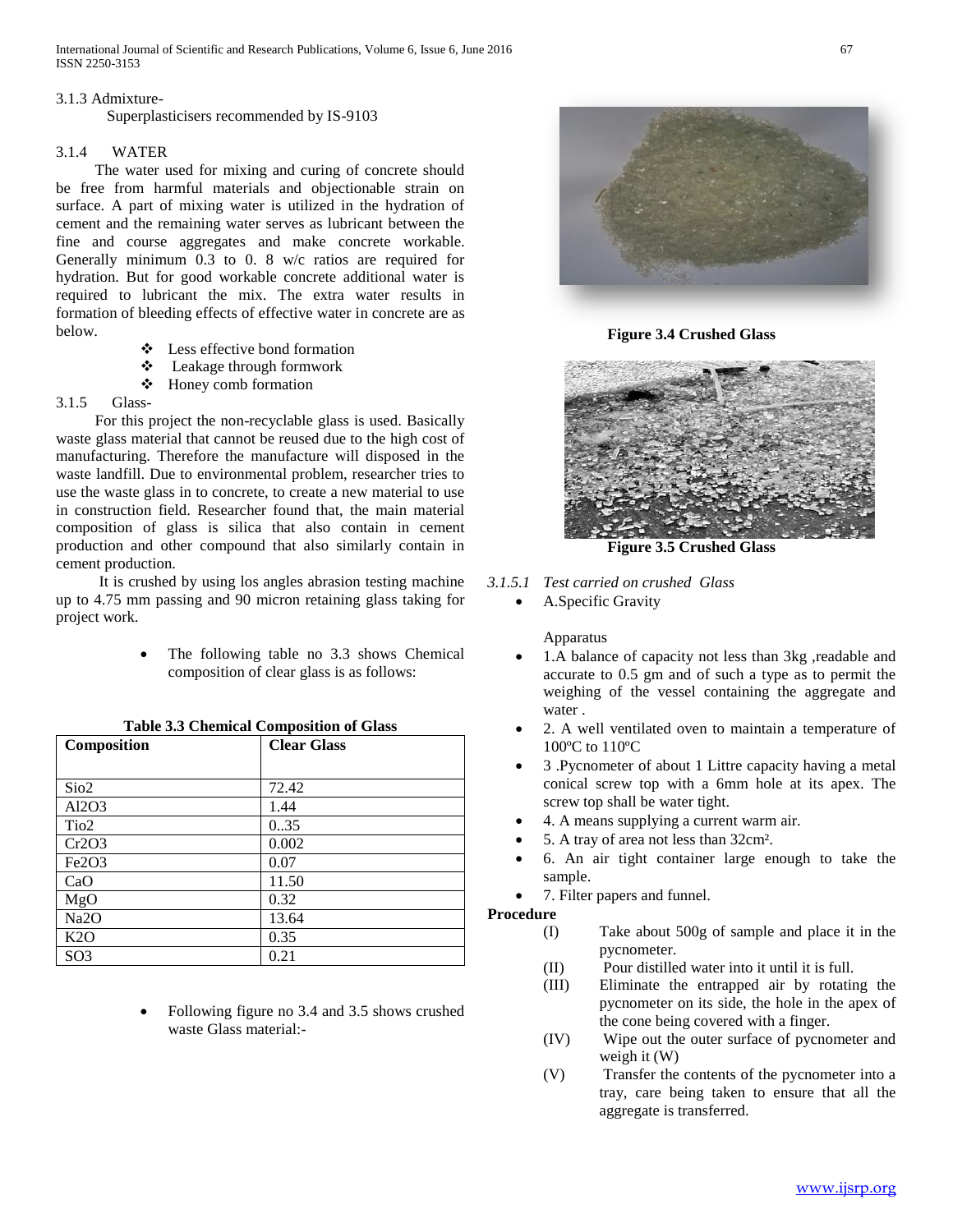### 3.1.3 Admixture-

Superplasticisers recommended by IS-9103

### 3.1.4 WATER

The water used for mixing and curing of concrete should be free from harmful materials and objectionable strain on surface. A part of mixing water is utilized in the hydration of cement and the remaining water serves as lubricant between the fine and course aggregates and make concrete workable. Generally minimum 0.3 to 0. 8 w/c ratios are required for hydration. But for good workable concrete additional water is required to lubricant the mix. The extra water results in formation of bleeding effects of effective water in concrete are as below.

- Less effective bond formation
- Leakage through formwork
- Honey comb formation

### 3.1.5 Glass-

For this project the non-recyclable glass is used. Basically waste glass material that cannot be reused due to the high cost of manufacturing. Therefore the manufacture will disposed in the waste landfill. Due to environmental problem, researcher tries to use the waste glass in to concrete, to create a new material to use in construction field. Researcher found that, the main material composition of glass is silica that also contain in cement production and other compound that also similarly contain in cement production.

It is crushed by using los angles abrasion testing machine up to 4.75 mm passing and 90 micron retaining glass taking for project work.

- The following table no 3.3 shows Chemical composition of clear glass is as follows:

**Table 3.3 Chemical Composition of Glass**

| Composition | Clear Glass |
|---|---|
| Sio2 | 72.42 |
| Al2O3 | 1.44 |
| Tio2 | 0..35 |
| Cr2O3 | 0.002 |
| Fe2O3 | 0.07 |
| CaO | 11.50 |
| MgO | 0.32 |
| Na2O | 13.64 |
| K2O | 0.35 |
| SO3 | 0.21 |

- Following figure no 3.4 and 3.5 shows crushed waste Glass material:-

**Figure 3.4 Crushed Glass**

**Figure 3.5 Crushed Glass**

#### *3.1.5.1 Test carried on crushed Glass*

- A.Specific Gravity

Apparatus

- 1.A balance of capacity not less than 3kg ,readable and accurate to 0.5 gm and of such a type as to permit the weighing of the vessel containing the aggregate and water .
- 2. A well ventilated oven to maintain a temperature of 100ºC to 110ºC
- 3 .Pycnometer of about 1 Littre capacity having a metal conical screw top with a 6mm hole at its apex. The screw top shall be water tight.
- 4. A means supplying a current warm air.
- 5. A tray of area not less than 32cm².
- 6. An air tight container large enough to take the sample.
- 7. Filter papers and funnel.

**Procedure**

(I) Take about 500g of sample and place it in the pycnometer.

(II) Pour distilled water into it until it is full.

(III) Eliminate the entrapped air by rotating the pycnometer on its side, the hole in the apex of the cone being covered with a finger.

(IV) Wipe out the outer surface of pycnometer and weigh it (W)

(V) Transfer the contents of the pycnometer into a tray, care being taken to ensure that all the aggregate is transferred.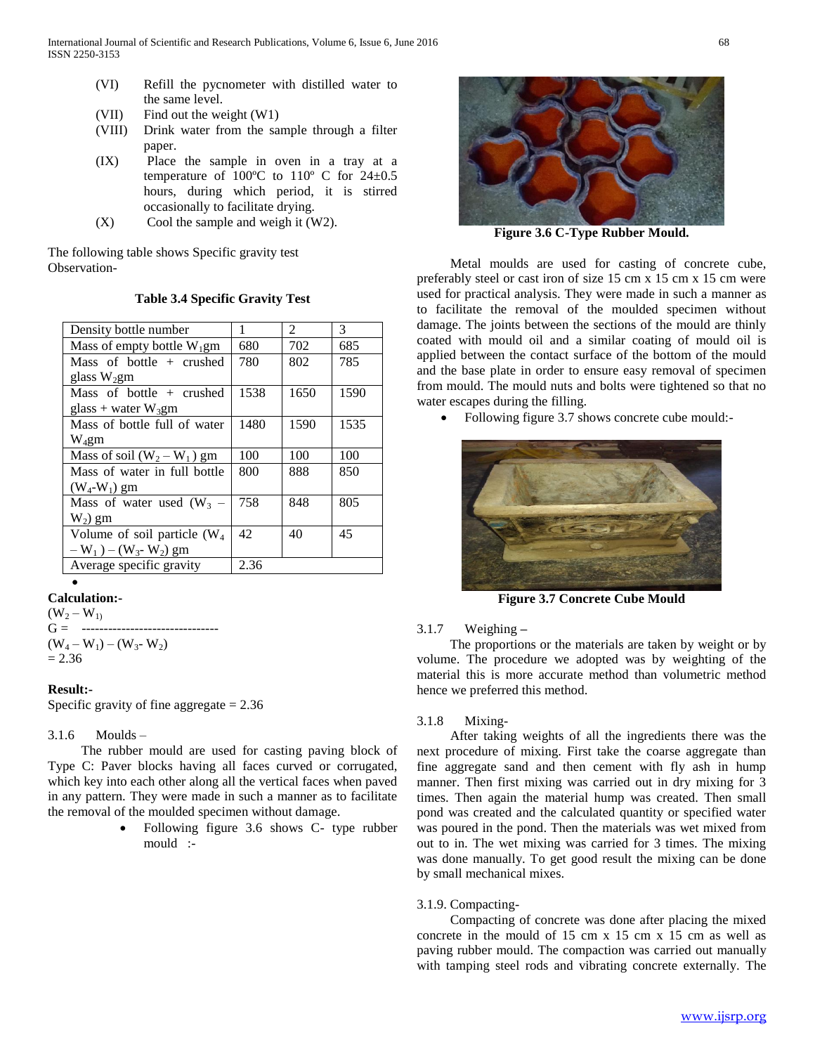(VI) Refill the pycnometer with distilled water to the same level.

(VII) Find out the weight (W1)

(VIII) Drink water from the sample through a filter paper.

(IX) Place the sample in oven in a tray at a temperature of 100ºC to 110º C for 24±0.5 hours, during which period, it is stirred occasionally to facilitate drying.

(X) Cool the sample and weigh it (W2).

The following table shows Specific gravity test Observation-

**Table 3.4 Specific Gravity Test**

| Density bottle number | 1 | 2 | 3 |
|---|---|---|---|
| Mass of empty bottle $W_1$gm | 680 | 702 | 685 |
| Mass of bottle + crushed glass $W_2$gm | 780 | 802 | 785 |
| Mass of bottle + crushed glass + water $W_3$gm | 1538 | 1650 | 1590 |
| Mass of bottle full of water $W_4$gm | 1480 | 1590 | 1535 |
| Mass of soil $(W_2 – W_1)$ gm | 100 | 100 | 100 |
| Mass of water in full bottle $(W_4$-$W_1)$ gm | 800 | 888 | 850 |
| Mass of water used $(W_3 – W_2)$ gm | 758 | 848 | 805 |
| Volume of soil particle $(W_4 – W_1) – (W_3$- $W_2)$ gm | 42 | 40 | 45 |
| Average specific gravity | 2.36 | | |

**Calculation:-**

$$G = \frac{(W_2 – W_1)}{(W_4 – W_1) – (W_3 - W_2)}$$

= 2.36

**Result:-**

Specific gravity of fine aggregate = 2.36

### 3.1.6 Moulds –

The rubber mould are used for casting paving block of Type C: Paver blocks having all faces curved or corrugated, which key into each other along all the vertical faces when paved in any pattern. They were made in such a manner as to facilitate the removal of the moulded specimen without damage.

- Following figure 3.6 shows C- type rubber mould :-

**Figure 3.6 C-Type Rubber Mould.**

Metal moulds are used for casting of concrete cube, preferably steel or cast iron of size 15 cm x 15 cm x 15 cm were used for practical analysis. They were made in such a manner as to facilitate the removal of the moulded specimen without damage. The joints between the sections of the mould are thinly coated with mould oil and a similar coating of mould oil is applied between the contact surface of the bottom of the mould and the base plate in order to ensure easy removal of specimen from mould. The mould nuts and bolts were tightened so that no water escapes during the filling.

- Following figure 3.7 shows concrete cube mould:-

**Figure 3.7 Concrete Cube Mould**

### 3.1.7 Weighing –

The proportions or the materials are taken by weight or by volume. The procedure we adopted was by weighting of the material this is more accurate method than volumetric method hence we preferred this method.

### 3.1.8 Mixing-

After taking weights of all the ingredients there was the next procedure of mixing. First take the coarse aggregate than fine aggregate sand and then cement with fly ash in hump manner. Then first mixing was carried out in dry mixing for 3 times. Then again the material hump was created. Then small pond was created and the calculated quantity or specified water was poured in the pond. Then the materials was wet mixed from out to in. The wet mixing was carried for 3 times. The mixing was done manually. To get good result the mixing can be done by small mechanical mixes.

### 3.1.9. Compacting-

Compacting of concrete was done after placing the mixed concrete in the mould of 15 cm x 15 cm x 15 cm as well as paving rubber mould. The compaction was carried out manually with tamping steel rods and vibrating concrete externally. The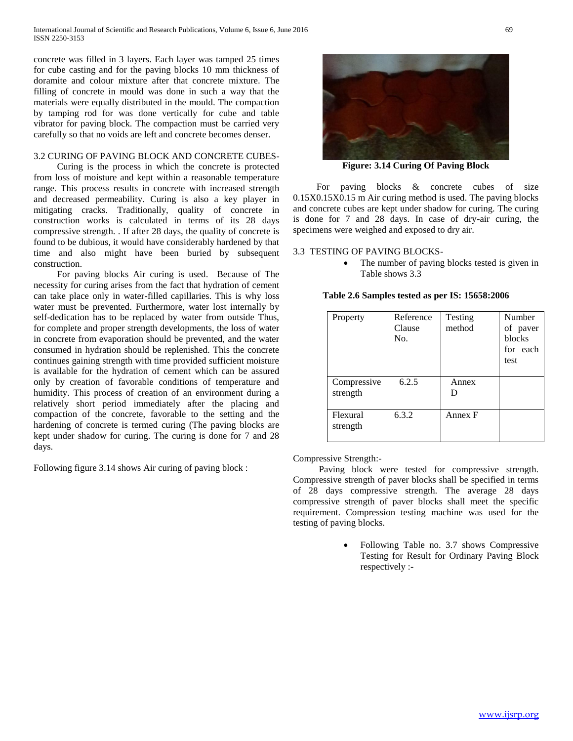concrete was filled in 3 layers. Each layer was tamped 25 times for cube casting and for the paving blocks 10 mm thickness of doramite and colour mixture after that concrete mixture. The filling of concrete in mould was done in such a way that the materials were equally distributed in the mould. The compaction by tamping rod for was done vertically for cube and table vibrator for paving block. The compaction must be carried very carefully so that no voids are left and concrete becomes denser.

3.2 CURING OF PAVING BLOCK AND CONCRETE CUBES-

Curing is the process in which the concrete is protected from loss of moisture and kept within a reasonable temperature range. This process results in concrete with increased strength and decreased permeability. Curing is also a key player in mitigating cracks. Traditionally, quality of concrete in construction works is calculated in terms of its 28 days compressive strength. . If after 28 days, the quality of concrete is found to be dubious, it would have considerably hardened by that time and also might have been buried by subsequent construction.

For paving blocks Air curing is used. Because of The necessity for curing arises from the fact that hydration of cement can take place only in water-filled capillaries. This is why loss water must be prevented. Furthermore, water lost internally by self-dedication has to be replaced by water from outside Thus, for complete and proper strength developments, the loss of water in concrete from evaporation should be prevented, and the water consumed in hydration should be replenished. This the concrete continues gaining strength with time provided sufficient moisture is available for the hydration of cement which can be assured only by creation of favorable conditions of temperature and humidity. This process of creation of an environment during a relatively short period immediately after the placing and compaction of the concrete, favorable to the setting and the hardening of concrete is termed curing (The paving blocks are kept under shadow for curing. The curing is done for 7 and 28 days.

Following figure 3.14 shows Air curing of paving block :

**Figure: 3.14 Curing Of Paving Block**

For paving blocks & concrete cubes of size 0.15X0.15X0.15 m Air curing method is used. The paving blocks and concrete cubes are kept under shadow for curing. The curing is done for 7 and 28 days. In case of dry-air curing, the specimens were weighed and exposed to dry air.

3.3 TESTING OF PAVING BLOCKS-

- The number of paving blocks tested is given in Table shows 3.3

**Table 2.6 Samples tested as per IS: 15658:2006**

| Property | Reference Clause No. | Testing method | Number of paver blocks for each test |
|---|---|---|---|
| Compressive strength | 6.2.5 | Annex D | |
| Flexural strength | 6.3.2 | Annex F | |

Compressive Strength:-

Paving block were tested for compressive strength. Compressive strength of paver blocks shall be specified in terms of 28 days compressive strength. The average 28 days compressive strength of paver blocks shall meet the specific requirement. Compression testing machine was used for the testing of paving blocks.

- Following Table no. 3.7 shows Compressive Testing for Result for Ordinary Paving Block respectively :-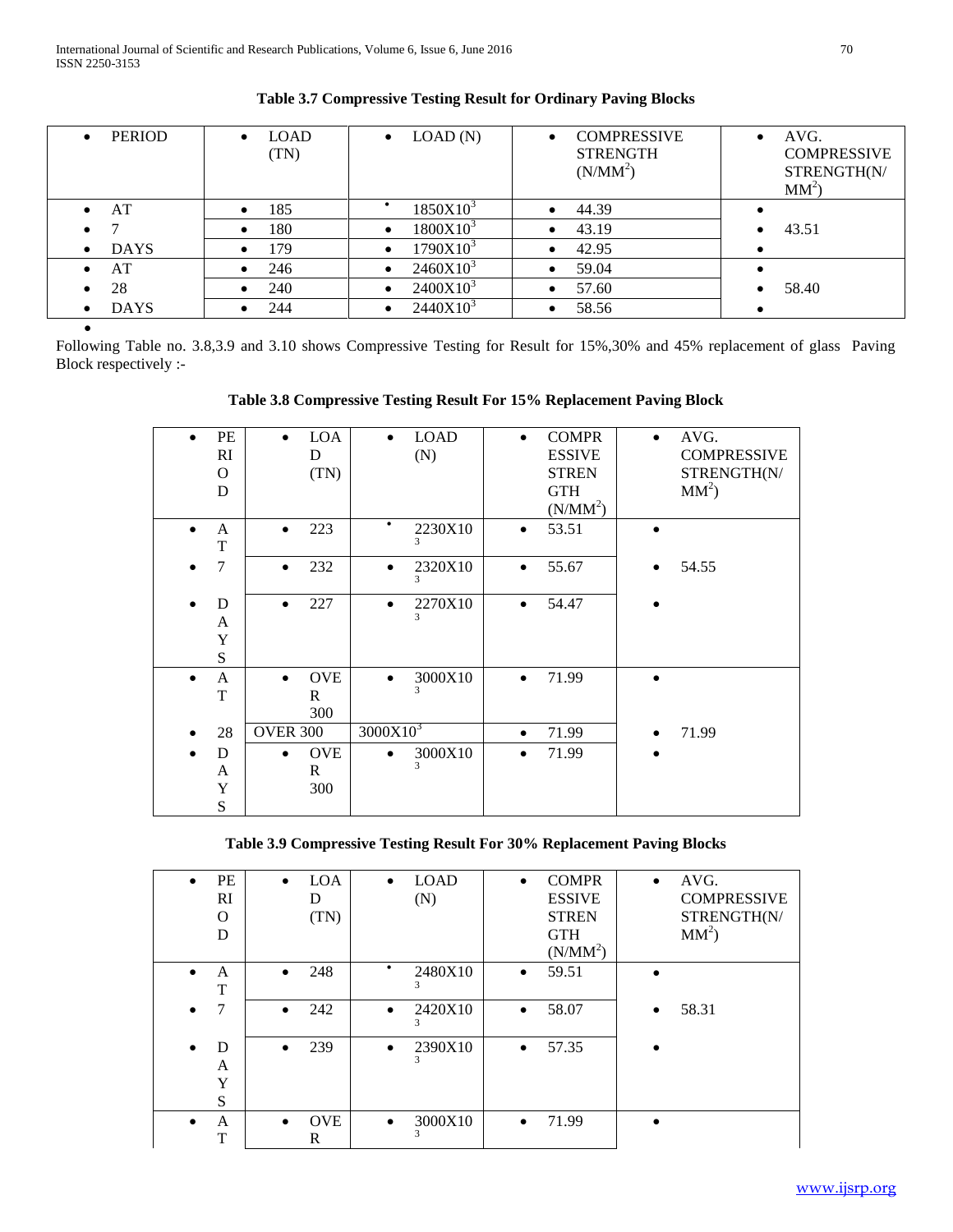**Table 3.7 Compressive Testing Result for Ordinary Paving Blocks**

| PERIOD | LOAD (TN) | LOAD (N) | COMPRESSIVE STRENGTH ($N/MM^2$) | AVG. COMPRESSIVE STRENGTH($N/MM^2$) |
|---|---|---|---|---|
| AT 7 DAYS | 185 | $1850X10^3$ | 44.39 | 43.51 |
| | 180 | $1800X10^3$ | 43.19 | |
| | 179 | $1790X10^3$ | 42.95 | |
| AT 28 DAYS | 246 | $2460X10^3$ | 59.04 | 58.40 |
| | 240 | $2400X10^3$ | 57.60 | |
| | 244 | $2440X10^3$ | 58.56 | |

Following Table no. 3.8,3.9 and 3.10 shows Compressive Testing for Result for 15%,30% and 45% replacement of glass Paving Block respectively :-

**Table 3.8 Compressive Testing Result For 15% Replacement Paving Block**

| PERIOD | LOAD (TN) | LOAD (N) | COMPRESSIVE STRENGTH ($N/MM^2$) | AVG. COMPRESSIVE STRENGTH($N/MM^2$) |
|---|---|---|---|---|
| AT 7 DAYS | 223 | $2230X10^3$ | 53.51 | 54.55 |
| | 232 | $2320X10^3$ | 55.67 | |
| | 227 | $2270X10^3$ | 54.47 | |
| AT 28 DAYS | OVER 300 | $3000X10^3$ | 71.99 | 71.99 |
| | OVER 300 | $3000X10^3$ | 71.99 | |
| | OVER 300 | $3000X10^3$ | 71.99 | |

**Table 3.9 Compressive Testing Result For 30% Replacement Paving Blocks**

| PERIOD | LOAD (TN) | LOAD (N) | COMPRESSIVE STRENGTH ($N/MM^2$) | AVG. COMPRESSIVE STRENGTH($N/MM^2$) |
|---|---|---|---|---|
| AT 7 DAYS | 248 | $2480X10^3$ | 59.51 | 58.31 |
| | 242 | $2420X10^3$ | 58.07 | |
| | 239 | $2390X10^3$ | 57.35 | |
| AT | OVER | $3000X10^3$ | 71.99 | |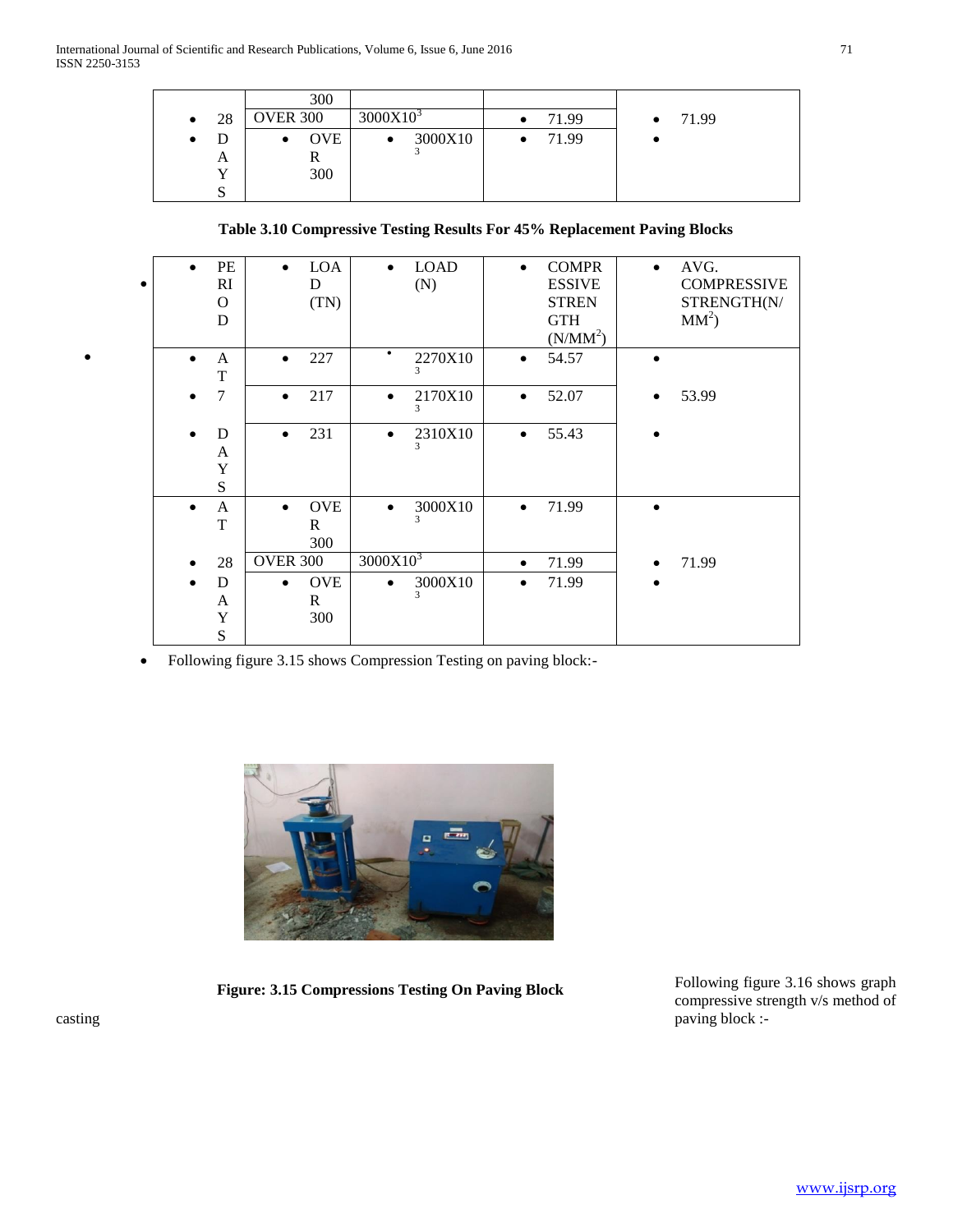| | | | | |
|---|---|---|---|---|
| | 300 | | | |
| 28 | OVER 300 | $3000X10^3$ | 71.99 | 71.99 |
| DAYS | OVER 300 | $3000X10^3$ | 71.99 | |

**Table 3.10 Compressive Testing Results For 45% Replacement Paving Blocks**

| PERIOD | LOAD (TN) | LOAD (N) | COMPRESSIVE STRENGTH ($N/MM^2$) | AVG. COMPRESSIVE STRENGTH($N/MM^2$) |
|---|---|---|---|---|
| AT | 227 | $2270X10^3$ | 54.57 | |
| 7 | 217 | $2170X10^3$ | 52.07 | 53.99 |
| DAYS | 231 | $2310X10^3$ | 55.43 | |
| AT | OVER 300 | $3000X10^3$ | 71.99 | |
| 28 | OVER 300 | $3000X10^3$ | 71.99 | 71.99 |
| DAYS | OVER 300 | $3000X10^3$ | 71.99 | |

- Following figure 3.15 shows Compression Testing on paving block:-

**Figure: 3.15 Compressions Testing On Paving Block**

Following figure 3.16 shows graph compressive strength v/s method of casting paving block :-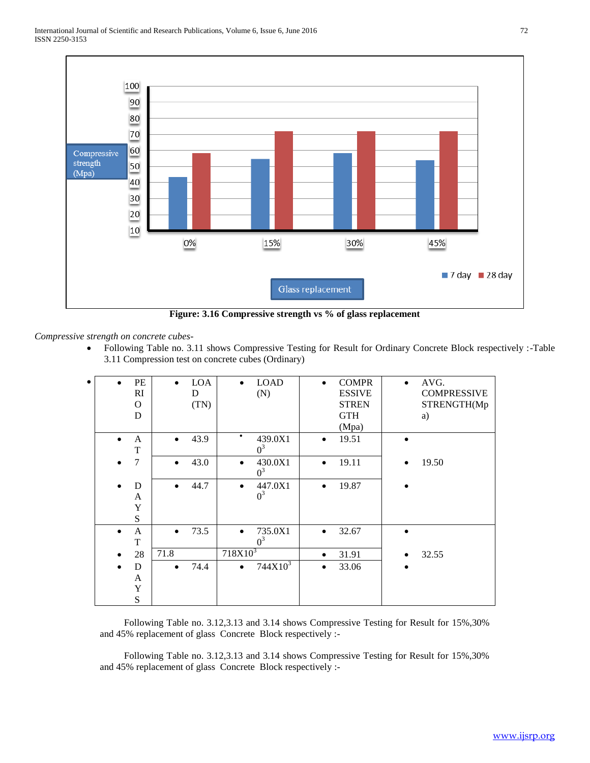Figure: 3.16 Compressive strength vs % of glass replacement

*Compressive strength on concrete cubes-*

- Following Table no. 3.11 shows Compressive Testing for Result for Ordinary Concrete Block respectively :-Table 3.11 Compression test on concrete cubes (Ordinary)

| PERIOD | LOAD (TN) | LOAD (N) | COMPRESSIVE STRENGTH (Mpa) | AVG. COMPRESSIVE STRENGTH(Mpa) |
|---|---|---|---|---|
| AT 7 DAYS | 43.9 | $439.0 \times 10^3$ | 19.51 | 19.50 |
| | 43.0 | $430.0 \times 10^3$ | 19.11 | |
| | 44.7 | $447.0 \times 10^3$ | 19.87 | |
| AT 28 DAYS | 73.5 | $735.0 \times 10^3$ | 32.67 | 32.55 |
| | 71.8 | $718 \times 10^3$ | 31.91 | |
| | 74.4 | $744 \times 10^3$ | 33.06 | |

Following Table no. 3.12,3.13 and 3.14 shows Compressive Testing for Result for 15%,30% and 45% replacement of glass Concrete Block respectively :-

Following Table no. 3.12,3.13 and 3.14 shows Compressive Testing for Result for 15%,30% and 45% replacement of glass Concrete Block respectively :-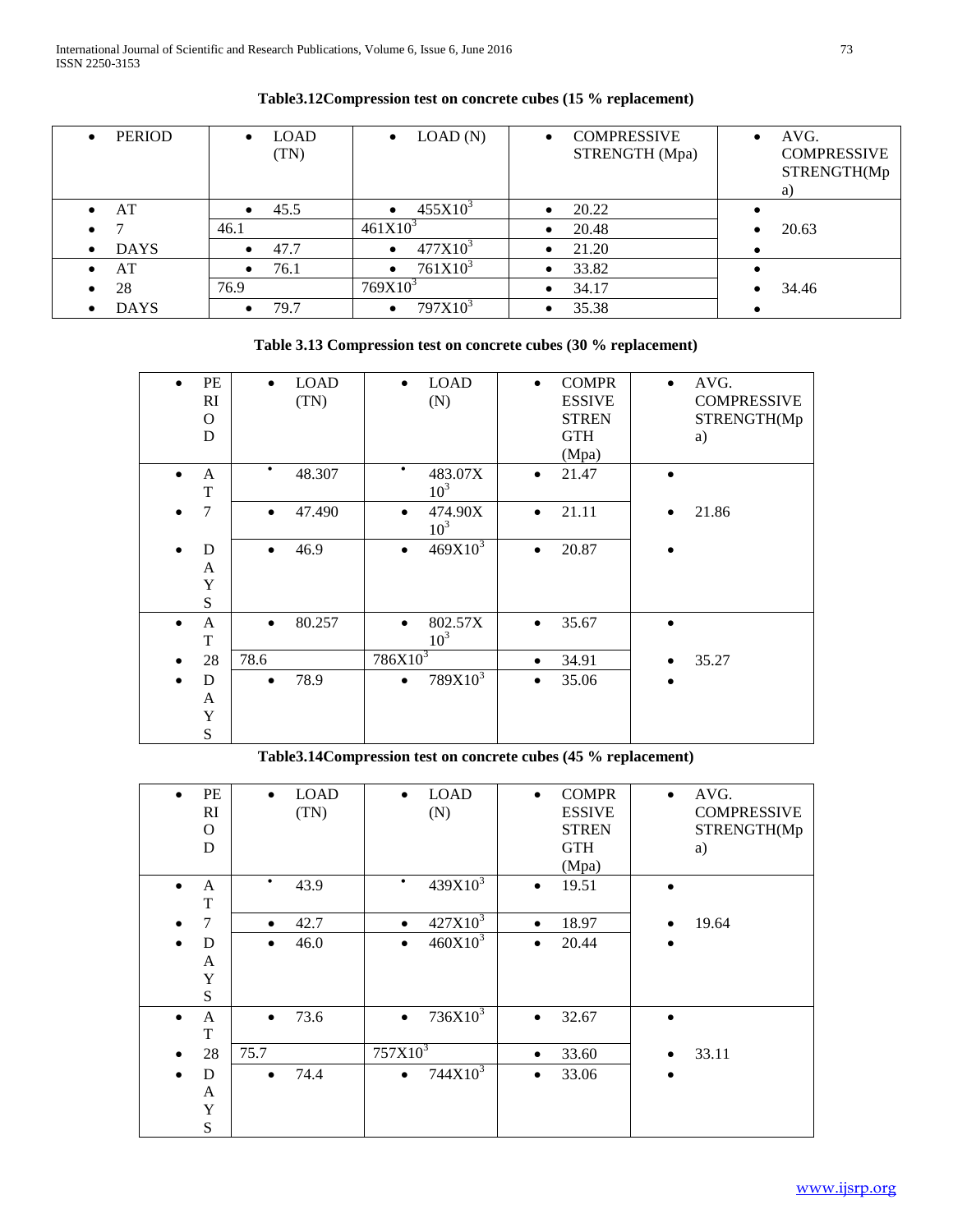**Table3.12Compression test on concrete cubes (15 % replacement)**

| PERIOD | LOAD (TN) | LOAD (N) | COMPRESSIVE STRENGTH (Mpa) | AVG. COMPRESSIVE STRENGTH(Mpa) |
|---|---|---|---|---|
| AT 7 DAYS | 45.5 | $455X10^3$ | 20.22 | 20.63 |
| | 46.1 | $461X10^3$ | 20.48 | |
| | 47.7 | $477X10^3$ | 21.20 | |
| AT 28 DAYS | 76.1 | $761X10^3$ | 33.82 | 34.46 |
| | 76.9 | $769X10^3$ | 34.17 | |
| | 79.7 | $797X10^3$ | 35.38 | |

**Table 3.13 Compression test on concrete cubes (30 % replacement)**

| PERIOD | LOAD (TN) | LOAD (N) | COMPRESSIVE STRENGTH (Mpa) | AVG. COMPRESSIVE STRENGTH(Mpa) |
|---|---|---|---|---|
| AT 7 DAYS | 48.307 | $483.07X10^3$ | 21.47 | 21.86 |
| | 47.490 | $474.90X10^3$ | 21.11 | |
| | 46.9 | $469X10^3$ | 20.87 | |
| AT 28 DAYS | 80.257 | $802.57X10^3$ | 35.67 | 35.27 |
| | 78.6 | $786X10^3$ | 34.91 | |
| | 78.9 | $789X10^3$ | 35.06 | |

**Table3.14Compression test on concrete cubes (45 % replacement)**

| PERIOD | LOAD (TN) | LOAD (N) | COMPRESSIVE STRENGTH (Mpa) | AVG. COMPRESSIVE STRENGTH(Mpa) |
|---|---|---|---|---|
| AT 7 DAYS | 43.9 | $439X10^3$ | 19.51 | 19.64 |
| | 42.7 | $427X10^3$ | 18.97 | |
| | 46.0 | $460X10^3$ | 20.44 | |
| AT 28 DAYS | 73.6 | $736X10^3$ | 32.67 | 33.11 |
| | 75.7 | $757X10^3$ | 33.60 | |
| | 74.4 | $744X10^3$ | 33.06 | |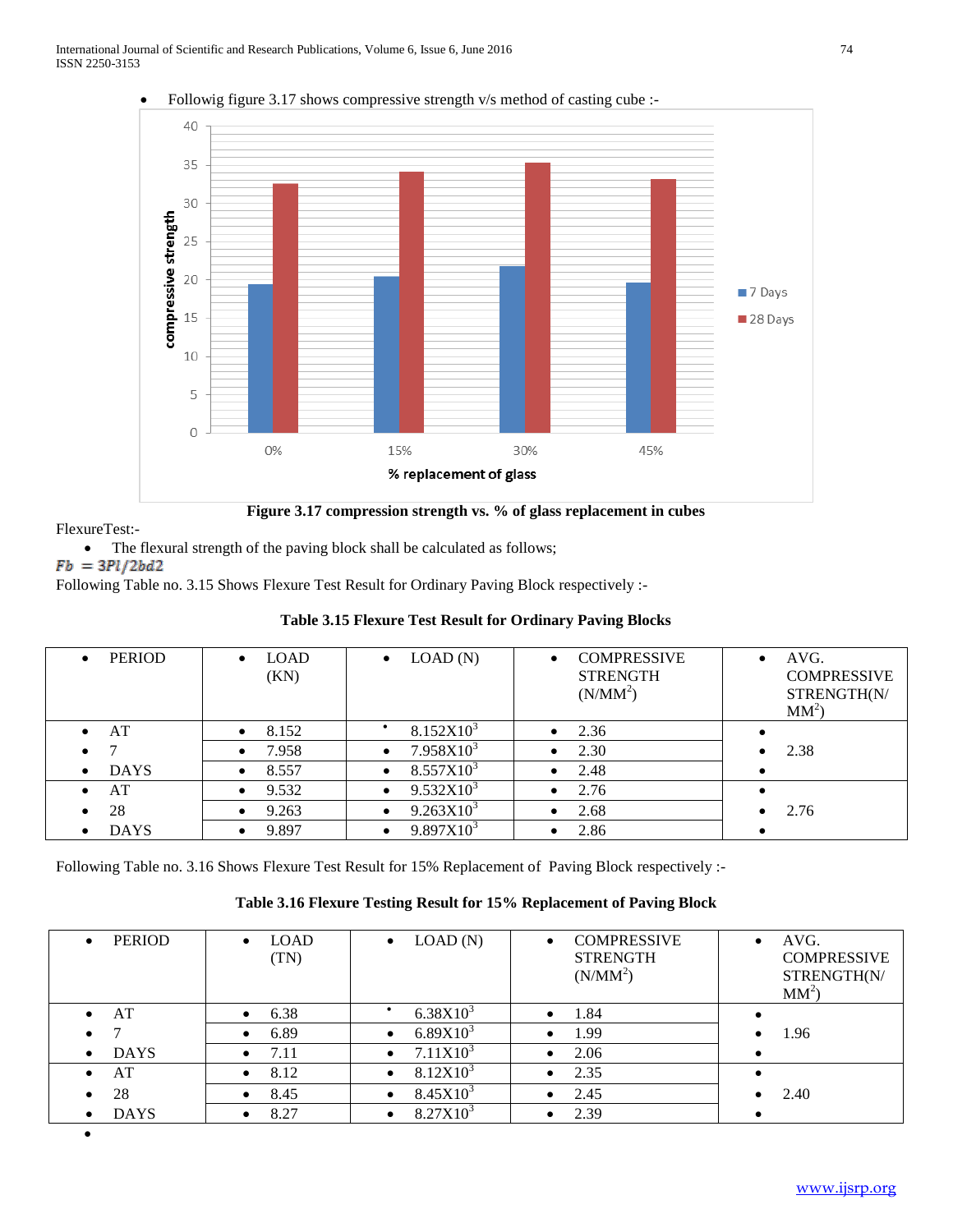- Followig figure 3.17 shows compressive strength v/s method of casting cube :-

**Figure 3.17 compression strength vs. % of glass replacement in cubes**

FlexureTest:-

- The flexural strength of the paving block shall be calculated as follows;

$Fb = 3Pl/2bd2$

Following Table no. 3.15 Shows Flexure Test Result for Ordinary Paving Block respectively :-

**Table 3.15 Flexure Test Result for Ordinary Paving Blocks**

| PERIOD | LOAD (KN) | LOAD (N) | COMPRESSIVE STRENGTH ($N/MM^2$) | AVG. COMPRESSIVE STRENGTH($N/MM^2$) |
|---|---|---|---|---|
| AT 7 DAYS | 8.152 | $8.152X10^3$ | 2.36 | 2.38 |
| | 7.958 | $7.958X10^3$ | 2.30 | |
| | 8.557 | $8.557X10^3$ | 2.48 | |
| AT 28 DAYS | 9.532 | $9.532X10^3$ | 2.76 | 2.76 |
| | 9.263 | $9.263X10^3$ | 2.68 | |
| | 9.897 | $9.897X10^3$ | 2.86 | |

Following Table no. 3.16 Shows Flexure Test Result for 15% Replacement of Paving Block respectively :-

**Table 3.16 Flexure Testing Result for 15% Replacement of Paving Block**

| PERIOD | LOAD (TN) | LOAD (N) | COMPRESSIVE STRENGTH ($N/MM^2$) | AVG. COMPRESSIVE STRENGTH($N/MM^2$) |
|---|---|---|---|---|
| AT 7 DAYS | 6.38 | $6.38X10^3$ | 1.84 | 1.96 |
| | 6.89 | $6.89X10^3$ | 1.99 | |
| | 7.11 | $7.11X10^3$ | 2.06 | |
| AT 28 DAYS | 8.12 | $8.12X10^3$ | 2.35 | 2.40 |
| | 8.45 | $8.45X10^3$ | 2.45 | |
| | 8.27 | $8.27X10^3$ | 2.39 | |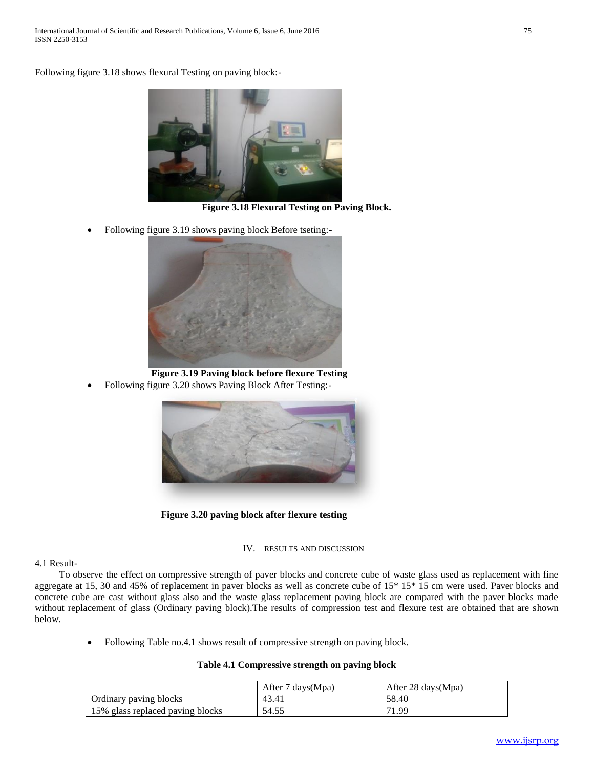Following figure 3.18 shows flexural Testing on paving block:-

**Figure 3.18 Flexural Testing on Paving Block.**

- Following figure 3.19 shows paving block Before tseting:-

**Figure 3.19 Paving block before flexure Testing**

- Following figure 3.20 shows Paving Block After Testing:-

**Figure 3.20 paving block after flexure testing**

## IV. RESULTS AND DISCUSSION

### 4.1 Result-

To observe the effect on compressive strength of paver blocks and concrete cube of waste glass used as replacement with fine aggregate at 15, 30 and 45% of replacement in paver blocks as well as concrete cube of 15* 15* 15 cm were used. Paver blocks and concrete cube are cast without glass also and the waste glass replacement paving block are compared with the paver blocks made without replacement of glass (Ordinary paving block).The results of compression test and flexure test are obtained that are shown below.

- Following Table no.4.1 shows result of compressive strength on paving block.

**Table 4.1 Compressive strength on paving block**

| | After 7 days(Mpa) | After 28 days(Mpa) |
|---|---|---|
| Ordinary paving blocks | 43.41 | 58.40 |
| 15% glass replaced paving blocks | 54.55 | 71.99 |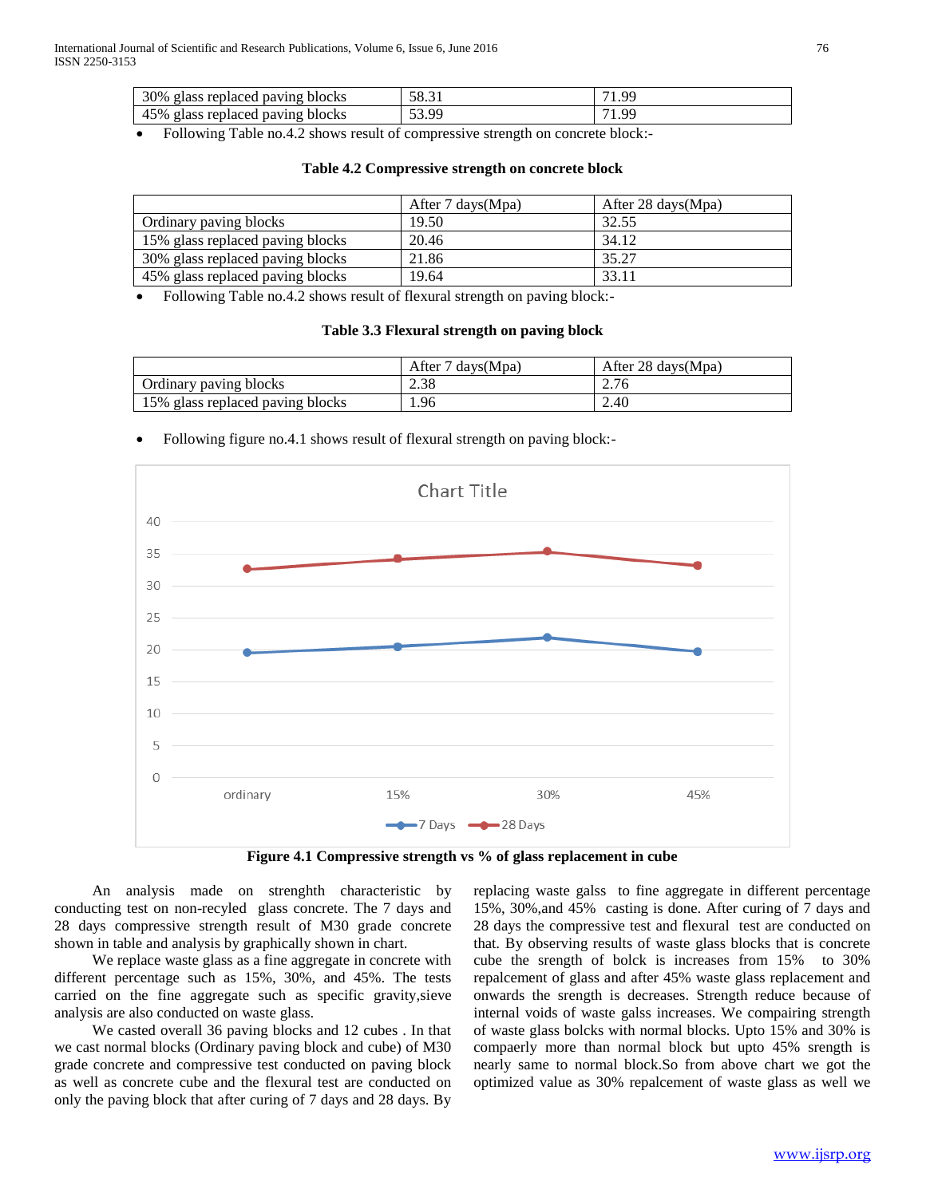| 30% glass replaced paving blocks | 58.31 | 71.99 |
|---|---|---|
| 45% glass replaced paving blocks | 53.99 | 71.99 |

- Following Table no.4.2 shows result of compressive strength on concrete block:-

**Table 4.2 Compressive strength on concrete block**

| | After 7 days(Mpa) | After 28 days(Mpa) |
|---|---|---|
| Ordinary paving blocks | 19.50 | 32.55 |
| 15% glass replaced paving blocks | 20.46 | 34.12 |
| 30% glass replaced paving blocks | 21.86 | 35.27 |
| 45% glass replaced paving blocks | 19.64 | 33.11 |

- Following Table no.4.2 shows result of flexural strength on paving block:-

**Table 3.3 Flexural strength on paving block**

| | After 7 days(Mpa) | After 28 days(Mpa) |
|---|---|---|
| Ordinary paving blocks | 2.38 | 2.76 |
| 15% glass replaced paving blocks | 1.96 | 2.40 |

- Following figure no.4.1 shows result of flexural strength on paving block:-

Chart Title

| | ordinary | 15% | 30% | 45% |
|---|---|---|---|---|
| 7 Days | 19.50 | 20.46 | 21.86 | 19.64 |
| 28 Days | 32.55 | 34.12 | 35.27 | 33.11 |

**Figure 4.1 Compressive strength vs % of glass replacement in cube**

An analysis made on strenghth characteristic by conducting test on non-recyled glass concrete. The 7 days and 28 days compressive strength result of M30 grade concrete shown in table and analysis by graphically shown in chart.

We replace waste glass as a fine aggregate in concrete with different percentage such as 15%, 30%, and 45%. The tests carried on the fine aggregate such as specific gravity,sieve analysis are also conducted on waste glass.

We casted overall 36 paving blocks and 12 cubes . In that we cast normal blocks (Ordinary paving block and cube) of M30 grade concrete and compressive test conducted on paving block as well as concrete cube and the flexural test are conducted on only the paving block that after curing of 7 days and 28 days. By replacing waste galss to fine aggregate in different percentage 15%, 30%,and 45% casting is done. After curing of 7 days and 28 days the compressive test and flexural test are conducted on that. By observing results of waste glass blocks that is concrete cube the srength of bolck is increases from 15% to 30% repalcement of glass and after 45% waste glass replacement and onwards the srength is decreases. Strength reduce because of internal voids of waste galss increases. We compairing strength of waste glass bolcks with normal blocks. Upto 15% and 30% is compaerly more than normal block but upto 45% srength is nearly same to normal block.So from above chart we got the optimized value as 30% repalcement of waste glass as well we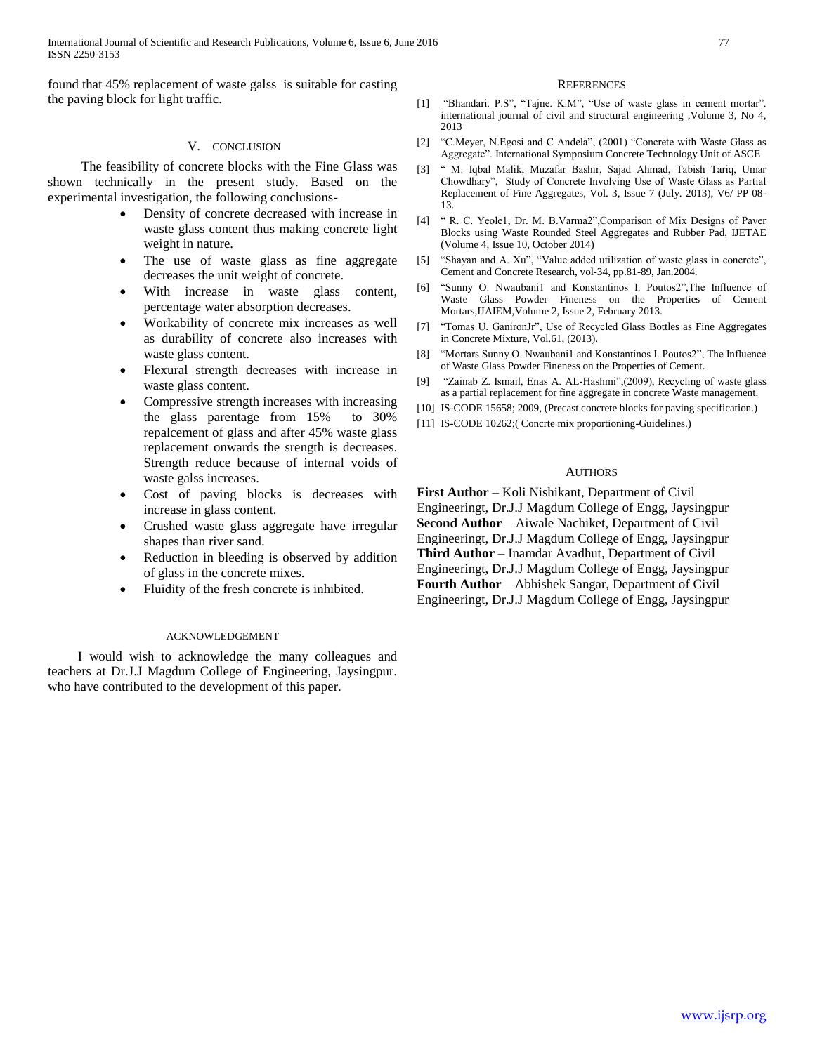found that 45% replacement of waste galss is suitable for casting the paving block for light traffic.

## V. Conclusion

The feasibility of concrete blocks with the Fine Glass was shown technically in the present study. Based on the experimental investigation, the following conclusions-

- Density of concrete decreased with increase in waste glass content thus making concrete light weight in nature.
- The use of waste glass as fine aggregate decreases the unit weight of concrete.
- With increase in waste glass content, percentage water absorption decreases.
- Workability of concrete mix increases as well as durability of concrete also increases with waste glass content.
- Flexural strength decreases with increase in waste glass content.
- Compressive strength increases with increasing the glass parentage from 15% to 30% repalcement of glass and after 45% waste glass replacement onwards the srength is decreases. Strength reduce because of internal voids of waste galss increases.
- Cost of paving blocks is decreases with increase in glass content.
- Crushed waste glass aggregate have irregular shapes than river sand.
- Reduction in bleeding is observed by addition of glass in the concrete mixes.
- Fluidity of the fresh concrete is inhibited.

## Acknowledgement

I would wish to acknowledge the many colleagues and teachers at Dr.J.J Magdum College of Engineering, Jaysingpur. who have contributed to the development of this paper.

## References

[1] "Bhandari. P.S", "Tajne. K.M", "Use of waste glass in cement mortar". international journal of civil and structural engineering ,Volume 3, No 4, 2013

[2] "C.Meyer, N.Egosi and C Andela", (2001) "Concrete with Waste Glass as Aggregate". International Symposium Concrete Technology Unit of ASCE

[3] " M. Iqbal Malik, Muzafar Bashir, Sajad Ahmad, Tabish Tariq, Umar Chowdhary", Study of Concrete Involving Use of Waste Glass as Partial Replacement of Fine Aggregates, Vol. 3, Issue 7 (July. 2013), V6/ PP 08-13.

[4] " R. C. Yeole1, Dr. M. B.Varma2",Comparison of Mix Designs of Paver Blocks using Waste Rounded Steel Aggregates and Rubber Pad, IJETAE (Volume 4, Issue 10, October 2014)

[5] "Shayan and A. Xu", "Value added utilization of waste glass in concrete", Cement and Concrete Research, vol-34, pp.81-89, Jan.2004.

[6] "Sunny O. Nwaubani1 and Konstantinos I. Poutos2",The Influence of Waste Glass Powder Fineness on the Properties of Cement Mortars,IJAIEM,Volume 2, Issue 2, February 2013.

[7] "Tomas U. GanironJr", Use of Recycled Glass Bottles as Fine Aggregates in Concrete Mixture, Vol.61, (2013).

[8] "Mortars Sunny O. Nwaubani1 and Konstantinos I. Poutos2", The Influence of Waste Glass Powder Fineness on the Properties of Cement.

[9] "Zainab Z. Ismail, Enas A. AL-Hashmi",(2009), Recycling of waste glass as a partial replacement for fine aggregate in concrete Waste management.

[10] IS-CODE 15658; 2009, (Precast concrete blocks for paving specification.)

[11] IS-CODE 10262;( Concrte mix proportioning-Guidelines.)

## Authors

**First Author** – Koli Nishikant, Department of Civil Engineeringt, Dr.J.J Magdum College of Engg, Jaysingpur

**Second Author** – Aiwale Nachiket, Department of Civil Engineeringt, Dr.J.J Magdum College of Engg, Jaysingpur

**Third Author** – Inamdar Avadhut, Department of Civil Engineeringt, Dr.J.J Magdum College of Engg, Jaysingpur

**Fourth Author** – Abhishek Sangar, Department of Civil Engineeringt, Dr.J.J Magdum College of Engg, Jaysingpur